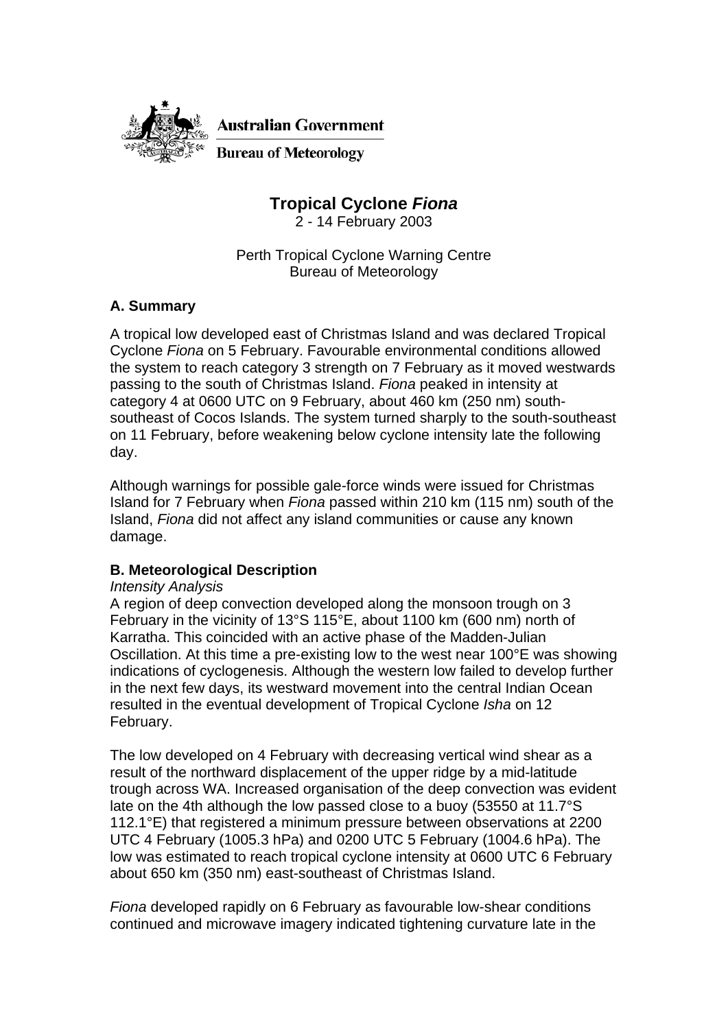Australian Government

Bureau of Meteorology

# Tropical Cyclone *Fiona*

2 - 14 February 2003

Perth Tropical Cyclone Warning Centre
Bureau of Meteorology

## A. Summary

A tropical low developed east of Christmas Island and was declared Tropical Cyclone *Fiona* on 5 February. Favourable environmental conditions allowed the system to reach category 3 strength on 7 February as it moved westwards passing to the south of Christmas Island. *Fiona* peaked in intensity at category 4 at 0600 UTC on 9 February, about 460 km (250 nm) south-southeast of Cocos Islands. The system turned sharply to the south-southeast on 11 February, before weakening below cyclone intensity late the following day.

Although warnings for possible gale-force winds were issued for Christmas Island for 7 February when *Fiona* passed within 210 km (115 nm) south of the Island, *Fiona* did not affect any island communities or cause any known damage.

## B. Meteorological Description

*Intensity Analysis*

A region of deep convection developed along the monsoon trough on 3 February in the vicinity of 13°S 115°E, about 1100 km (600 nm) north of Karratha. This coincided with an active phase of the Madden-Julian Oscillation. At this time a pre-existing low to the west near 100°E was showing indications of cyclogenesis. Although the western low failed to develop further in the next few days, its westward movement into the central Indian Ocean resulted in the eventual development of Tropical Cyclone *Isha* on 12 February.

The low developed on 4 February with decreasing vertical wind shear as a result of the northward displacement of the upper ridge by a mid-latitude trough across WA. Increased organisation of the deep convection was evident late on the 4th although the low passed close to a buoy (53550 at 11.7°S 112.1°E) that registered a minimum pressure between observations at 2200 UTC 4 February (1005.3 hPa) and 0200 UTC 5 February (1004.6 hPa). The low was estimated to reach tropical cyclone intensity at 0600 UTC 6 February about 650 km (350 nm) east-southeast of Christmas Island.

*Fiona* developed rapidly on 6 February as favourable low-shear conditions continued and microwave imagery indicated tightening curvature late in the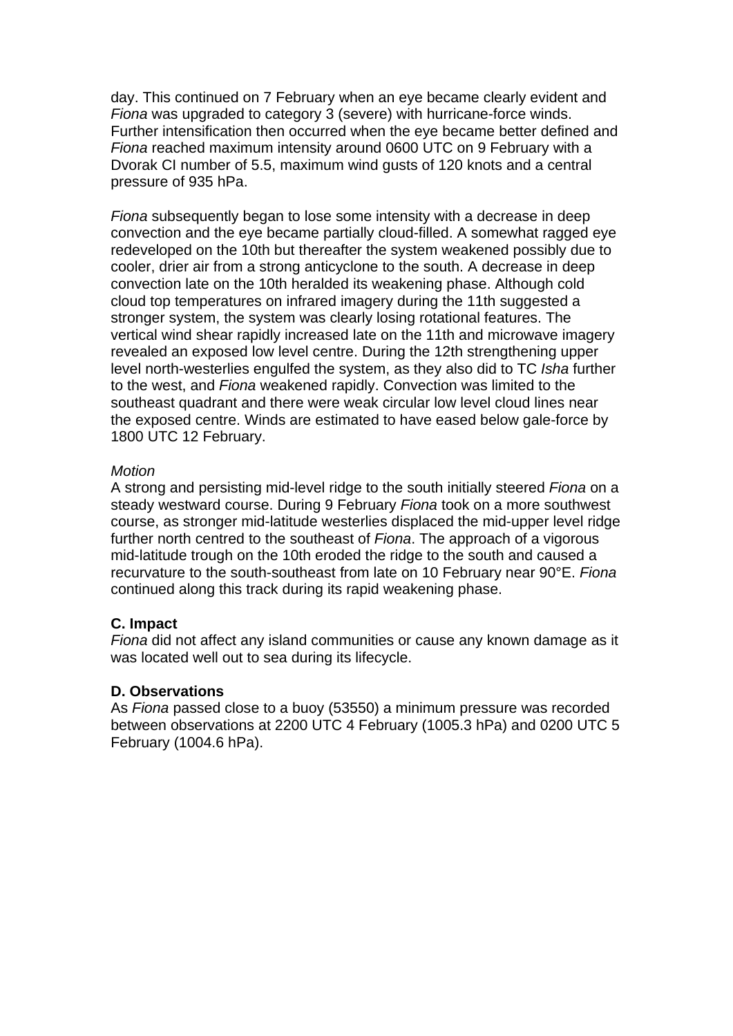day. This continued on 7 February when an eye became clearly evident and *Fiona* was upgraded to category 3 (severe) with hurricane-force winds. Further intensification then occurred when the eye became better defined and *Fiona* reached maximum intensity around 0600 UTC on 9 February with a Dvorak CI number of 5.5, maximum wind gusts of 120 knots and a central pressure of 935 hPa.

*Fiona* subsequently began to lose some intensity with a decrease in deep convection and the eye became partially cloud-filled. A somewhat ragged eye redeveloped on the 10th but thereafter the system weakened possibly due to cooler, drier air from a strong anticyclone to the south. A decrease in deep convection late on the 10th heralded its weakening phase. Although cold cloud top temperatures on infrared imagery during the 11th suggested a stronger system, the system was clearly losing rotational features. The vertical wind shear rapidly increased late on the 11th and microwave imagery revealed an exposed low level centre. During the 12th strengthening upper level north-westerlies engulfed the system, as they also did to TC *Isha* further to the west, and *Fiona* weakened rapidly. Convection was limited to the southeast quadrant and there were weak circular low level cloud lines near the exposed centre. Winds are estimated to have eased below gale-force by 1800 UTC 12 February.

*Motion*

A strong and persisting mid-level ridge to the south initially steered *Fiona* on a steady westward course. During 9 February *Fiona* took on a more southwest course, as stronger mid-latitude westerlies displaced the mid-upper level ridge further north centred to the southeast of *Fiona*. The approach of a vigorous mid-latitude trough on the 10th eroded the ridge to the south and caused a recurvature to the south-southeast from late on 10 February near 90°E. *Fiona* continued along this track during its rapid weakening phase.

**C. Impact**

*Fiona* did not affect any island communities or cause any known damage as it was located well out to sea during its lifecycle.

**D. Observations**

As *Fiona* passed close to a buoy (53550) a minimum pressure was recorded between observations at 2200 UTC 4 February (1005.3 hPa) and 0200 UTC 5 February (1004.6 hPa).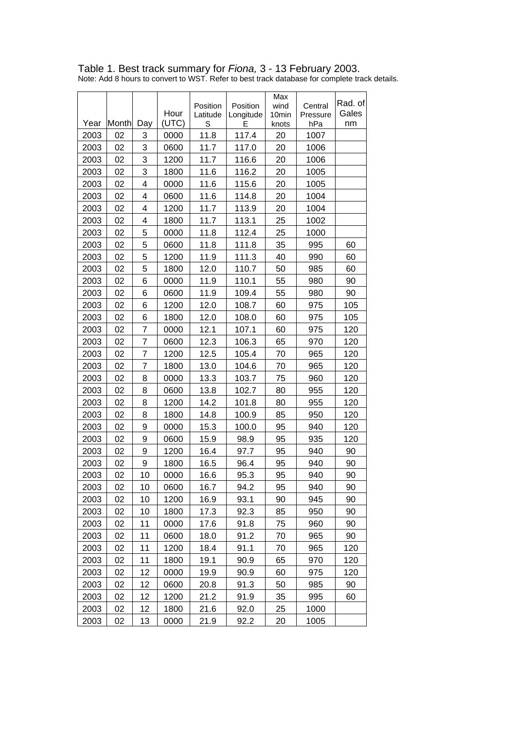Table 1. Best track summary for *Fiona,* 3 - 13 February 2003.
Note: Add 8 hours to convert to WST. Refer to best track database for complete track details.

| Year | Month | Day | Hour (UTC) | Position Latitude S | Position Longitude E | Max wind 10min knots | Central Pressure hPa | Rad. of Gales nm |
|---|---|---|---|---|---|---|---|---|
| 2003 | 02 | 3 | 0000 | 11.8 | 117.4 | 20 | 1007 | |
| 2003 | 02 | 3 | 0600 | 11.7 | 117.0 | 20 | 1006 | |
| 2003 | 02 | 3 | 1200 | 11.7 | 116.6 | 20 | 1006 | |
| 2003 | 02 | 3 | 1800 | 11.6 | 116.2 | 20 | 1005 | |
| 2003 | 02 | 4 | 0000 | 11.6 | 115.6 | 20 | 1005 | |
| 2003 | 02 | 4 | 0600 | 11.6 | 114.8 | 20 | 1004 | |
| 2003 | 02 | 4 | 1200 | 11.7 | 113.9 | 20 | 1004 | |
| 2003 | 02 | 4 | 1800 | 11.7 | 113.1 | 25 | 1002 | |
| 2003 | 02 | 5 | 0000 | 11.8 | 112.4 | 25 | 1000 | |
| 2003 | 02 | 5 | 0600 | 11.8 | 111.8 | 35 | 995 | 60 |
| 2003 | 02 | 5 | 1200 | 11.9 | 111.3 | 40 | 990 | 60 |
| 2003 | 02 | 5 | 1800 | 12.0 | 110.7 | 50 | 985 | 60 |
| 2003 | 02 | 6 | 0000 | 11.9 | 110.1 | 55 | 980 | 90 |
| 2003 | 02 | 6 | 0600 | 11.9 | 109.4 | 55 | 980 | 90 |
| 2003 | 02 | 6 | 1200 | 12.0 | 108.7 | 60 | 975 | 105 |
| 2003 | 02 | 6 | 1800 | 12.0 | 108.0 | 60 | 975 | 105 |
| 2003 | 02 | 7 | 0000 | 12.1 | 107.1 | 60 | 975 | 120 |
| 2003 | 02 | 7 | 0600 | 12.3 | 106.3 | 65 | 970 | 120 |
| 2003 | 02 | 7 | 1200 | 12.5 | 105.4 | 70 | 965 | 120 |
| 2003 | 02 | 7 | 1800 | 13.0 | 104.6 | 70 | 965 | 120 |
| 2003 | 02 | 8 | 0000 | 13.3 | 103.7 | 75 | 960 | 120 |
| 2003 | 02 | 8 | 0600 | 13.8 | 102.7 | 80 | 955 | 120 |
| 2003 | 02 | 8 | 1200 | 14.2 | 101.8 | 80 | 955 | 120 |
| 2003 | 02 | 8 | 1800 | 14.8 | 100.9 | 85 | 950 | 120 |
| 2003 | 02 | 9 | 0000 | 15.3 | 100.0 | 95 | 940 | 120 |
| 2003 | 02 | 9 | 0600 | 15.9 | 98.9 | 95 | 935 | 120 |
| 2003 | 02 | 9 | 1200 | 16.4 | 97.7 | 95 | 940 | 90 |
| 2003 | 02 | 9 | 1800 | 16.5 | 96.4 | 95 | 940 | 90 |
| 2003 | 02 | 10 | 0000 | 16.6 | 95.3 | 95 | 940 | 90 |
| 2003 | 02 | 10 | 0600 | 16.7 | 94.2 | 95 | 940 | 90 |
| 2003 | 02 | 10 | 1200 | 16.9 | 93.1 | 90 | 945 | 90 |
| 2003 | 02 | 10 | 1800 | 17.3 | 92.3 | 85 | 950 | 90 |
| 2003 | 02 | 11 | 0000 | 17.6 | 91.8 | 75 | 960 | 90 |
| 2003 | 02 | 11 | 0600 | 18.0 | 91.2 | 70 | 965 | 90 |
| 2003 | 02 | 11 | 1200 | 18.4 | 91.1 | 70 | 965 | 120 |
| 2003 | 02 | 11 | 1800 | 19.1 | 90.9 | 65 | 970 | 120 |
| 2003 | 02 | 12 | 0000 | 19.9 | 90.9 | 60 | 975 | 120 |
| 2003 | 02 | 12 | 0600 | 20.8 | 91.3 | 50 | 985 | 90 |
| 2003 | 02 | 12 | 1200 | 21.2 | 91.9 | 35 | 995 | 60 |
| 2003 | 02 | 12 | 1800 | 21.6 | 92.0 | 25 | 1000 | |
| 2003 | 02 | 13 | 0000 | 21.9 | 92.2 | 20 | 1005 | |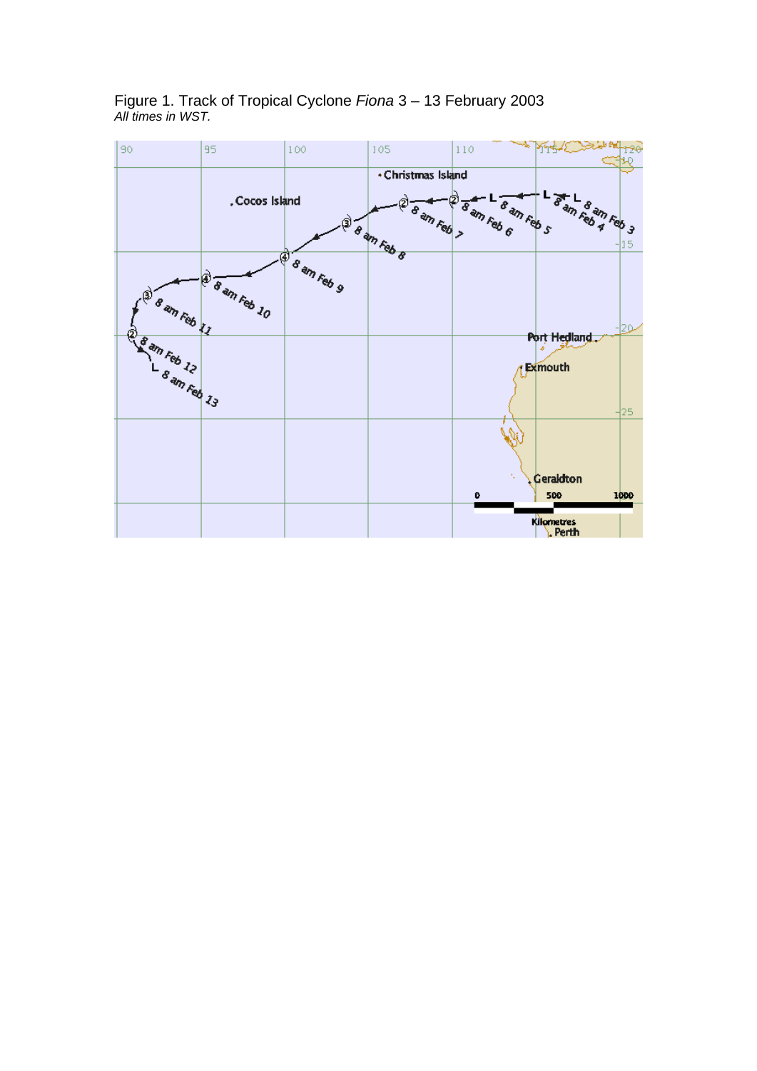Figure 1. Track of Tropical Cyclone *Fiona* 3 – 13 February 2003
*All times in WST.*

90
95
100
105
110
115
120
10
15
20
25

Christmas Island
Cocos Island
Port Hedland
Exmouth
Geraldton
Perth

8 am Feb 3
8 am Feb 4
8 am Feb 5
8 am Feb 6
8 am Feb 7
8 am Feb 8
8 am Feb 9
8 am Feb 10
8 am Feb 11
8 am Feb 12
8 am Feb 13

0
500
1000
Kilometres